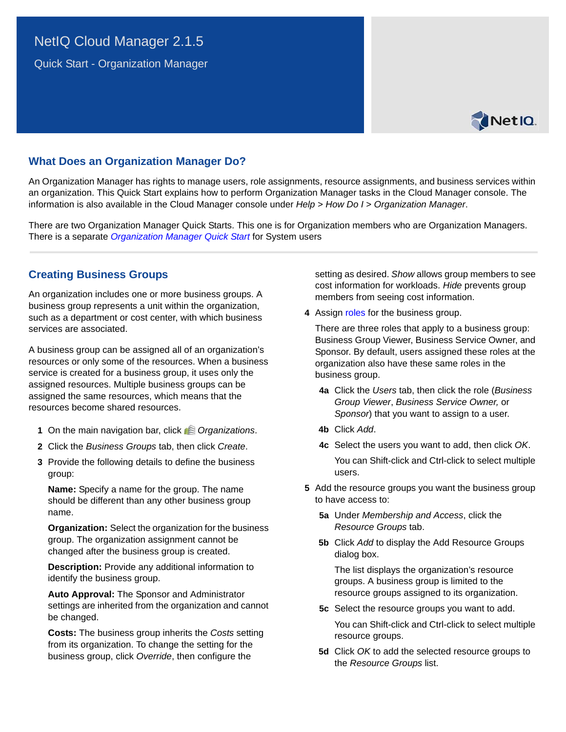# NetIQ Cloud Manager 2.1.5

Quick Start - Organization Manager

## What Does an Organization Manager Do?

An Organization Manager has rights to manage users, role assignments, resource assignments, and business services within an organization. This Quick Start explains how to perform Organization Manager tasks in the Cloud Manager console. The information is also available in the Cloud Manager console under *Help > How Do I > Organization Manager*.

There are two Organization Manager Quick Starts. This one is for Organization members who are Organization Managers. There is a separate *Organization Manager Quick Start* for System users

## Creating Business Groups

An organization includes one or more business groups. A business group represents a unit within the organization, such as a department or cost center, with which business services are associated.

A business group can be assigned all of an organization's resources or only some of the resources. When a business service is created for a business group, it uses only the assigned resources. Multiple business groups can be assigned the same resources, which means that the resources become shared resources.

1. On the main navigation bar, click *Organizations*.
2. Click the *Business Groups* tab, then click *Create*.
3. Provide the following details to define the business group:

   **Name:** Specify a name for the group. The name should be different than any other business group name.

   **Organization:** Select the organization for the business group. The organization assignment cannot be changed after the business group is created.

   **Description:** Provide any additional information to identify the business group.

   **Auto Approval:** The Sponsor and Administrator settings are inherited from the organization and cannot be changed.

   **Costs:** The business group inherits the *Costs* setting from its organization. To change the setting for the business group, click *Override*, then configure the setting as desired. *Show* allows group members to see cost information for workloads. *Hide* prevents group members from seeing cost information.
4. Assign roles for the business group.

   There are three roles that apply to a business group: Business Group Viewer, Business Service Owner, and Sponsor. By default, users assigned these roles at the organization also have these same roles in the business group.

   **4a** Click the *Users* tab, then click the role (*Business Group Viewer*, *Business Service Owner,* or *Sponsor*) that you want to assign to a user.

   **4b** Click *Add*.

   **4c** Select the users you want to add, then click *OK*.

   You can Shift-click and Ctrl-click to select multiple users.
5. Add the resource groups you want the business group to have access to:

   **5a** Under *Membership and Access*, click the *Resource Groups* tab.

   **5b** Click *Add* to display the Add Resource Groups dialog box.

   The list displays the organization's resource groups. A business group is limited to the resource groups assigned to its organization.

   **5c** Select the resource groups you want to add.

   You can Shift-click and Ctrl-click to select multiple resource groups.

   **5d** Click *OK* to add the selected resource groups to the *Resource Groups* list.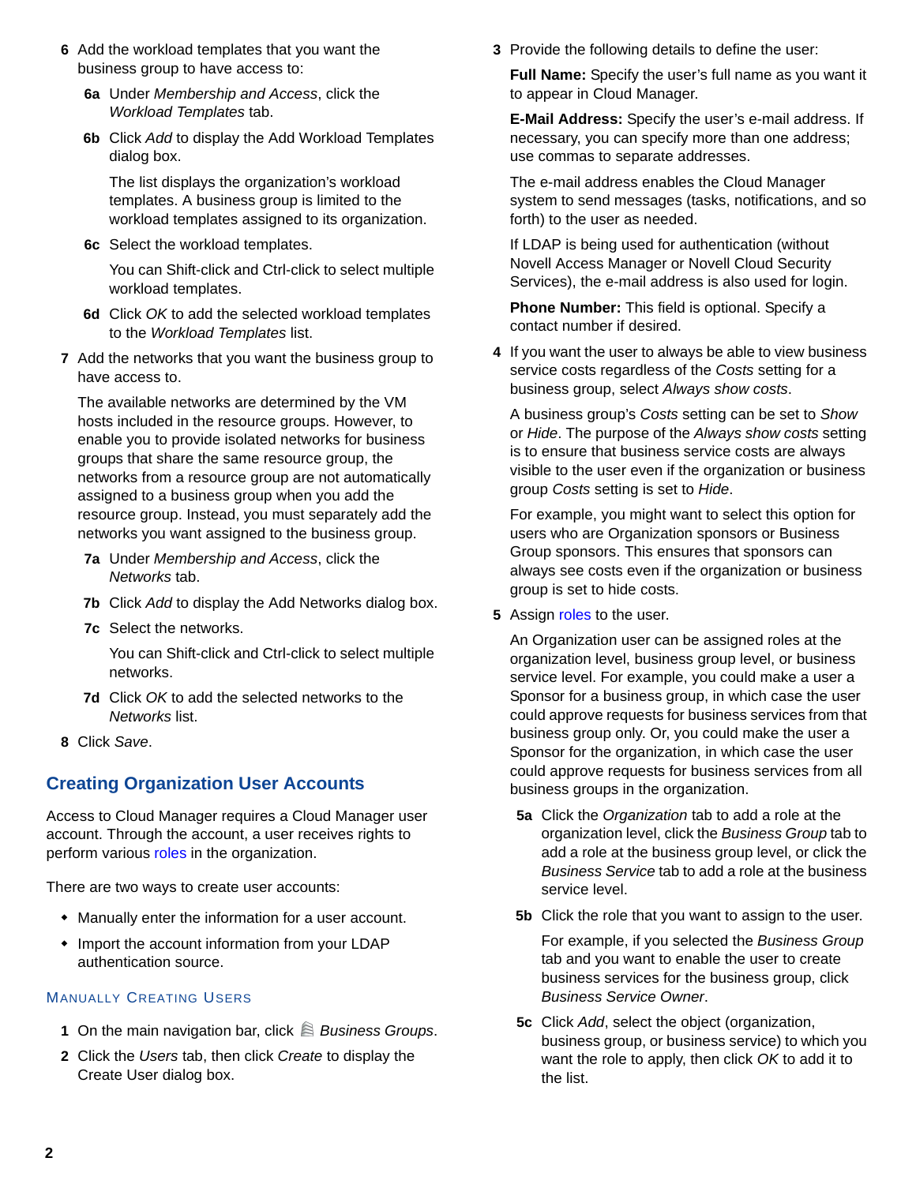6 Add the workload templates that you want the business group to have access to:

   6a Under *Membership and Access*, click the *Workload Templates* tab.

   6b Click *Add* to display the Add Workload Templates dialog box.

   The list displays the organization's workload templates. A business group is limited to the workload templates assigned to its organization.

   6c Select the workload templates.

   You can Shift-click and Ctrl-click to select multiple workload templates.

   6d Click *OK* to add the selected workload templates to the *Workload Templates* list.

7 Add the networks that you want the business group to have access to.

   The available networks are determined by the VM hosts included in the resource groups. However, to enable you to provide isolated networks for business groups that share the same resource group, the networks from a resource group are not automatically assigned to a business group when you add the resource group. Instead, you must separately add the networks you want assigned to the business group.

   7a Under *Membership and Access*, click the *Networks* tab.

   7b Click *Add* to display the Add Networks dialog box.

   7c Select the networks.

   You can Shift-click and Ctrl-click to select multiple networks.

   7d Click *OK* to add the selected networks to the *Networks* list.

8 Click *Save*.

## Creating Organization User Accounts

Access to Cloud Manager requires a Cloud Manager user account. Through the account, a user receives rights to perform various roles in the organization.

There are two ways to create user accounts:

- Manually enter the information for a user account.
- Import the account information from your LDAP authentication source.

### Manually Creating Users

1 On the main navigation bar, click *Business Groups*.

2 Click the *Users* tab, then click *Create* to display the Create User dialog box.

3 Provide the following details to define the user:

   **Full Name:** Specify the user's full name as you want it to appear in Cloud Manager.

   **E-Mail Address:** Specify the user's e-mail address. If necessary, you can specify more than one address; use commas to separate addresses.

   The e-mail address enables the Cloud Manager system to send messages (tasks, notifications, and so forth) to the user as needed.

   If LDAP is being used for authentication (without Novell Access Manager or Novell Cloud Security Services), the e-mail address is also used for login.

   **Phone Number:** This field is optional. Specify a contact number if desired.

4 If you want the user to always be able to view business service costs regardless of the *Costs* setting for a business group, select *Always show costs*.

   A business group's *Costs* setting can be set to *Show* or *Hide*. The purpose of the *Always show costs* setting is to ensure that business service costs are always visible to the user even if the organization or business group *Costs* setting is set to *Hide*.

   For example, you might want to select this option for users who are Organization sponsors or Business Group sponsors. This ensures that sponsors can always see costs even if the organization or business group is set to hide costs.

5 Assign roles to the user.

   An Organization user can be assigned roles at the organization level, business group level, or business service level. For example, you could make a user a Sponsor for a business group, in which case the user could approve requests for business services from that business group only. Or, you could make the user a Sponsor for the organization, in which case the user could approve requests for business services from all business groups in the organization.

   5a Click the *Organization* tab to add a role at the organization level, click the *Business Group* tab to add a role at the business group level, or click the *Business Service* tab to add a role at the business service level.

   5b Click the role that you want to assign to the user.

   For example, if you selected the *Business Group* tab and you want to enable the user to create business services for the business group, click *Business Service Owner*.

   5c Click *Add*, select the object (organization, business group, or business service) to which you want the role to apply, then click *OK* to add it to the list.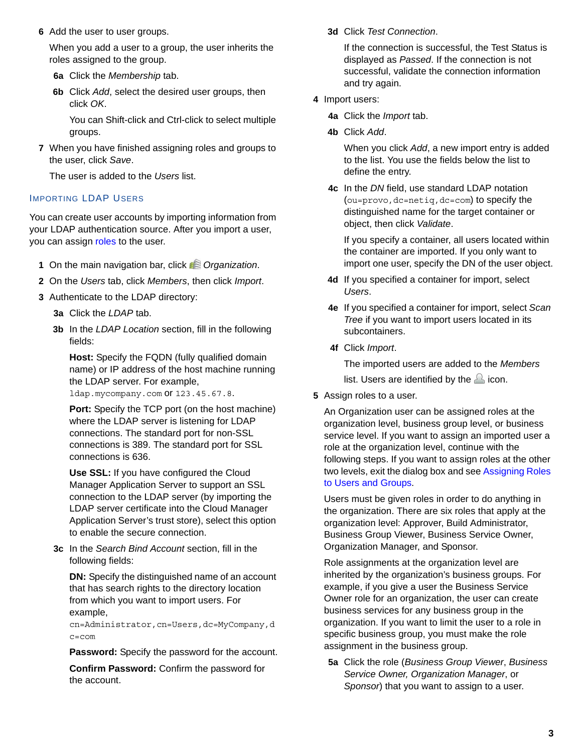6 Add the user to user groups.

   When you add a user to a group, the user inherits the roles assigned to the group.

   **6a** Click the *Membership* tab.

   **6b** Click *Add*, select the desired user groups, then click *OK*.

   You can Shift-click and Ctrl-click to select multiple groups.

7 When you have finished assigning roles and groups to the user, click *Save*.

   The user is added to the *Users* list.

### Importing LDAP Users

You can create user accounts by importing information from your LDAP authentication source. After you import a user, you can assign roles to the user.

1 On the main navigation bar, click *Organization*.

2 On the *Users* tab, click *Members*, then click *Import*.

3 Authenticate to the LDAP directory:

   **3a** Click the *LDAP* tab.

   **3b** In the *LDAP Location* section, fill in the following fields:

   **Host:** Specify the FQDN (fully qualified domain name) or IP address of the host machine running the LDAP server. For example, `ldap.mycompany.com` or `123.45.67.8`.

   **Port:** Specify the TCP port (on the host machine) where the LDAP server is listening for LDAP connections. The standard port for non-SSL connections is 389. The standard port for SSL connections is 636.

   **Use SSL:** If you have configured the Cloud Manager Application Server to support an SSL connection to the LDAP server (by importing the LDAP server certificate into the Cloud Manager Application Server's trust store), select this option to enable the secure connection.

   **3c** In the *Search Bind Account* section, fill in the following fields:

   **DN:** Specify the distinguished name of an account that has search rights to the directory location from which you want to import users. For example, `cn=Administrator,cn=Users,dc=MyCompany,dc=com`

   **Password:** Specify the password for the account.

   **Confirm Password:** Confirm the password for the account.

   **3d** Click *Test Connection*.

   If the connection is successful, the Test Status is displayed as *Passed*. If the connection is not successful, validate the connection information and try again.

4 Import users:

   **4a** Click the *Import* tab.

   **4b** Click *Add*.

   When you click *Add*, a new import entry is added to the list. You use the fields below the list to define the entry.

   **4c** In the *DN* field, use standard LDAP notation (`ou=provo,dc=netiq,dc=com`) to specify the distinguished name for the target container or object, then click *Validate*.

   If you specify a container, all users located within the container are imported. If you only want to import one user, specify the DN of the user object.

   **4d** If you specified a container for import, select *Users*.

   **4e** If you specified a container for import, select *Scan Tree* if you want to import users located in its subcontainers.

   **4f** Click *Import*.

   The imported users are added to the *Members* list. Users are identified by the icon.

5 Assign roles to a user.

   An Organization user can be assigned roles at the organization level, business group level, or business service level. If you want to assign an imported user a role at the organization level, continue with the following steps. If you want to assign roles at the other two levels, exit the dialog box and see Assigning Roles to Users and Groups.

   Users must be given roles in order to do anything in the organization. There are six roles that apply at the organization level: Approver, Build Administrator, Business Group Viewer, Business Service Owner, Organization Manager, and Sponsor.

   Role assignments at the organization level are inherited by the organization's business groups. For example, if you give a user the Business Service Owner role for an organization, the user can create business services for any business group in the organization. If you want to limit the user to a role in specific business group, you must make the role assignment in the business group.

   **5a** Click the role (*Business Group Viewer*, *Business Service Owner, Organization Manager*, or *Sponsor*) that you want to assign to a user.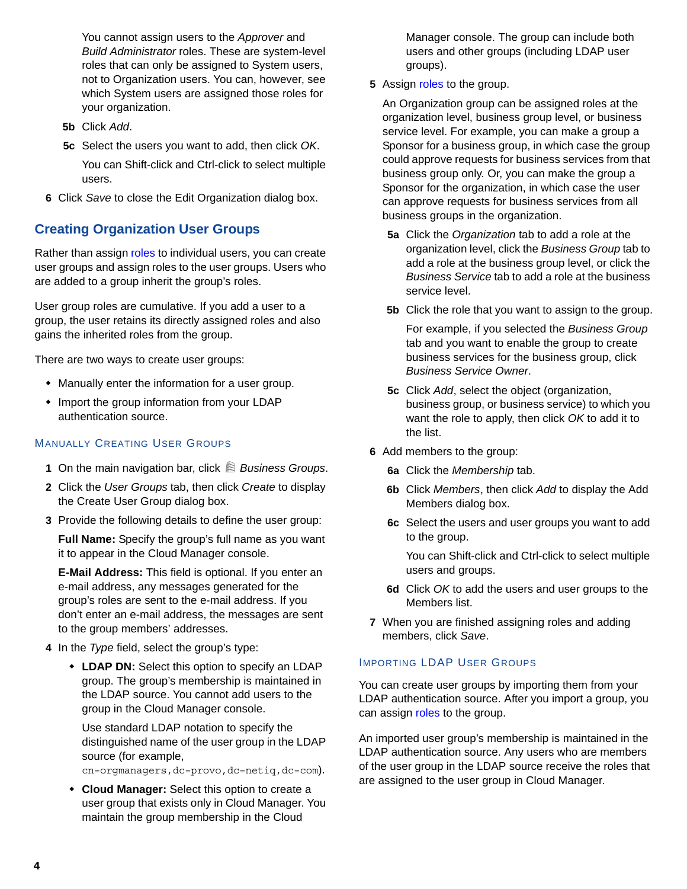You cannot assign users to the *Approver* and *Build Administrator* roles. These are system-level roles that can only be assigned to System users, not to Organization users. You can, however, see which System users are assigned those roles for your organization.

**5b** Click *Add*.

**5c** Select the users you want to add, then click *OK*.

You can Shift-click and Ctrl-click to select multiple users.

**6** Click *Save* to close the Edit Organization dialog box.

## Creating Organization User Groups

Rather than assign roles to individual users, you can create user groups and assign roles to the user groups. Users who are added to a group inherit the group's roles.

User group roles are cumulative. If you add a user to a group, the user retains its directly assigned roles and also gains the inherited roles from the group.

There are two ways to create user groups:

- Manually enter the information for a user group.
- Import the group information from your LDAP authentication source.

### Manually Creating User Groups

1. On the main navigation bar, click *Business Groups*.
2. Click the *User Groups* tab, then click *Create* to display the Create User Group dialog box.
3. Provide the following details to define the user group:

   **Full Name:** Specify the group's full name as you want it to appear in the Cloud Manager console.

   **E-Mail Address:** This field is optional. If you enter an e-mail address, any messages generated for the group's roles are sent to the e-mail address. If you don't enter an e-mail address, the messages are sent to the group members' addresses.
4. In the *Type* field, select the group's type:
   - **LDAP DN:** Select this option to specify an LDAP group. The group's membership is maintained in the LDAP source. You cannot add users to the group in the Cloud Manager console.

     Use standard LDAP notation to specify the distinguished name of the user group in the LDAP source (for example, `cn=orgmanagers,dc=provo,dc=netiq,dc=com`).
   - **Cloud Manager:** Select this option to create a user group that exists only in Cloud Manager. You maintain the group membership in the Cloud Manager console. The group can include both users and other groups (including LDAP user groups).
5. Assign roles to the group.

   An Organization group can be assigned roles at the organization level, business group level, or business service level. For example, you can make a group a Sponsor for a business group, in which case the group could approve requests for business services from that business group only. Or, you can make the group a Sponsor for the organization, in which case the user can approve requests for business services from all business groups in the organization.

   **5a** Click the *Organization* tab to add a role at the organization level, click the *Business Group* tab to add a role at the business group level, or click the *Business Service* tab to add a role at the business service level.

   **5b** Click the role that you want to assign to the group.

   For example, if you selected the *Business Group* tab and you want to enable the group to create business services for the business group, click *Business Service Owner*.

   **5c** Click *Add*, select the object (organization, business group, or business service) to which you want the role to apply, then click *OK* to add it to the list.
6. Add members to the group:

   **6a** Click the *Membership* tab.

   **6b** Click *Members*, then click *Add* to display the Add Members dialog box.

   **6c** Select the users and user groups you want to add to the group.

   You can Shift-click and Ctrl-click to select multiple users and groups.

   **6d** Click *OK* to add the users and user groups to the Members list.
7. When you are finished assigning roles and adding members, click *Save*.

### Importing LDAP User Groups

You can create user groups by importing them from your LDAP authentication source. After you import a group, you can assign roles to the group.

An imported user group's membership is maintained in the LDAP authentication source. Any users who are members of the user group in the LDAP source receive the roles that are assigned to the user group in Cloud Manager.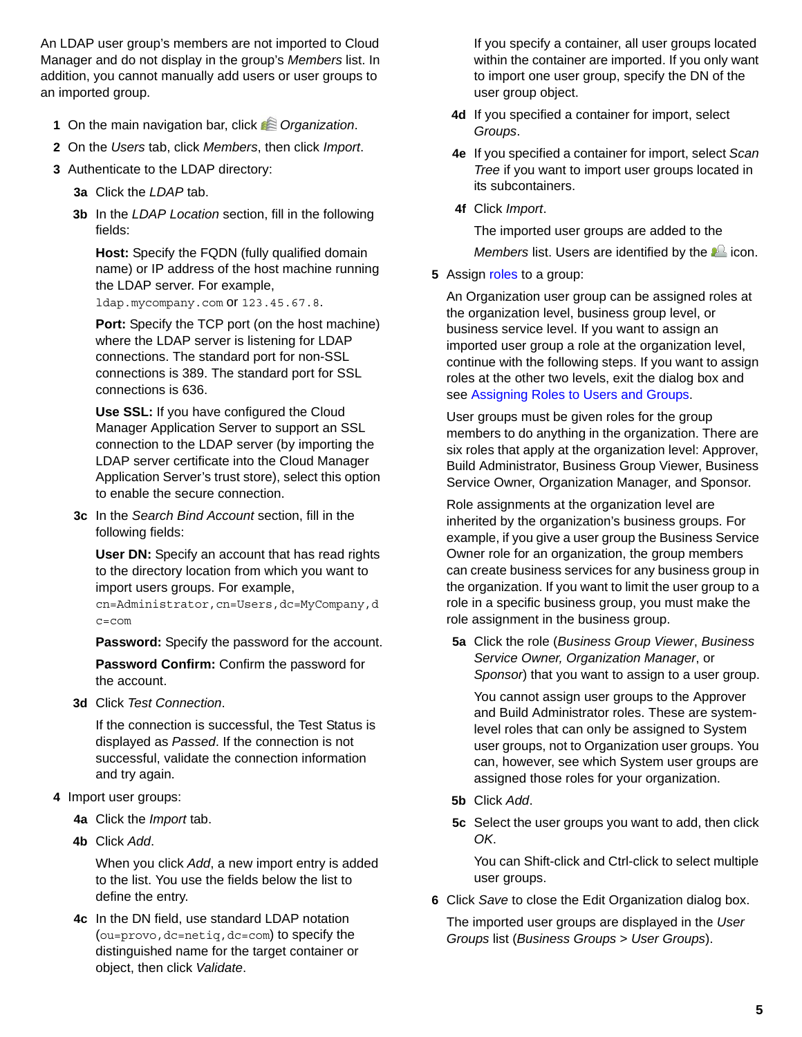An LDAP user group's members are not imported to Cloud Manager and do not display in the group's *Members* list. In addition, you cannot manually add users or user groups to an imported group.

1. On the main navigation bar, click *Organization*.
2. On the *Users* tab, click *Members*, then click *Import*.
3. Authenticate to the LDAP directory:

   **3a** Click the *LDAP* tab.

   **3b** In the *LDAP Location* section, fill in the following fields:

   **Host:** Specify the FQDN (fully qualified domain name) or IP address of the host machine running the LDAP server. For example, `ldap.mycompany.com` or `123.45.67.8`.

   **Port:** Specify the TCP port (on the host machine) where the LDAP server is listening for LDAP connections. The standard port for non-SSL connections is 389. The standard port for SSL connections is 636.

   **Use SSL:** If you have configured the Cloud Manager Application Server to support an SSL connection to the LDAP server (by importing the LDAP server certificate into the Cloud Manager Application Server's trust store), select this option to enable the secure connection.

   **3c** In the *Search Bind Account* section, fill in the following fields:

   **User DN:** Specify an account that has read rights to the directory location from which you want to import users groups. For example, `cn=Administrator,cn=Users,dc=MyCompany,dc=com`

   **Password:** Specify the password for the account.

   **Password Confirm:** Confirm the password for the account.

   **3d** Click *Test Connection*.

   If the connection is successful, the Test Status is displayed as *Passed*. If the connection is not successful, validate the connection information and try again.

4. Import user groups:

   **4a** Click the *Import* tab.

   **4b** Click *Add*.

   When you click *Add*, a new import entry is added to the list. You use the fields below the list to define the entry.

   **4c** In the DN field, use standard LDAP notation (`ou=provo,dc=netiq,dc=com`) to specify the distinguished name for the target container or object, then click *Validate*.

   If you specify a container, all user groups located within the container are imported. If you only want to import one user group, specify the DN of the user group object.

   **4d** If you specified a container for import, select *Groups*.

   **4e** If you specified a container for import, select *Scan Tree* if you want to import user groups located in its subcontainers.

   **4f** Click *Import*.

   The imported user groups are added to the *Members* list. Users are identified by the icon.

5. Assign roles to a group:

   An Organization user group can be assigned roles at the organization level, business group level, or business service level. If you want to assign an imported user group a role at the organization level, continue with the following steps. If you want to assign roles at the other two levels, exit the dialog box and see Assigning Roles to Users and Groups.

   User groups must be given roles for the group members to do anything in the organization. There are six roles that apply at the organization level: Approver, Build Administrator, Business Group Viewer, Business Service Owner, Organization Manager, and Sponsor.

   Role assignments at the organization level are inherited by the organization's business groups. For example, if you give a user group the Business Service Owner role for an organization, the group members can create business services for any business group in the organization. If you want to limit the user group to a role in a specific business group, you must make the role assignment in the business group.

   **5a** Click the role (*Business Group Viewer*, *Business Service Owner, Organization Manager*, or *Sponsor*) that you want to assign to a user group.

   You cannot assign user groups to the Approver and Build Administrator roles. These are system-level roles that can only be assigned to System user groups, not to Organization user groups. You can, however, see which System user groups are assigned those roles for your organization.

   **5b** Click *Add*.

   **5c** Select the user groups you want to add, then click *OK*.

   You can Shift-click and Ctrl-click to select multiple user groups.

6. Click *Save* to close the Edit Organization dialog box.

   The imported user groups are displayed in the *User Groups* list (*Business Groups* > *User Groups*).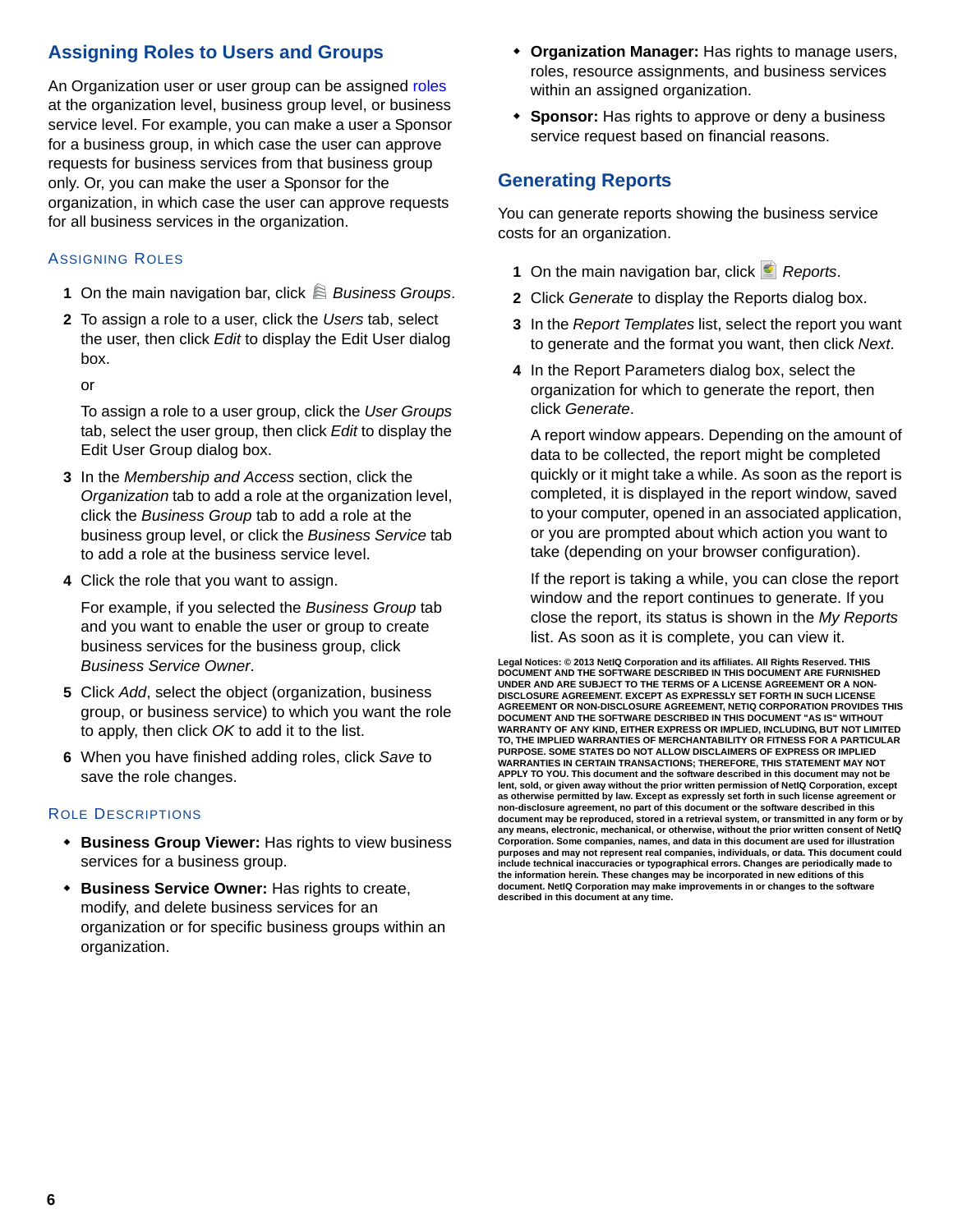## Assigning Roles to Users and Groups

An Organization user or user group can be assigned roles at the organization level, business group level, or business service level. For example, you can make a user a Sponsor for a business group, in which case the user can approve requests for business services from that business group only. Or, you can make the user a Sponsor for the organization, in which case the user can approve requests for all business services in the organization.

### Assigning Roles

1. On the main navigation bar, click *Business Groups*.
2. To assign a role to a user, click the *Users* tab, select the user, then click *Edit* to display the Edit User dialog box.

   or

   To assign a role to a user group, click the *User Groups* tab, select the user group, then click *Edit* to display the Edit User Group dialog box.
3. In the *Membership and Access* section, click the *Organization* tab to add a role at the organization level, click the *Business Group* tab to add a role at the business group level, or click the *Business Service* tab to add a role at the business service level.
4. Click the role that you want to assign.

   For example, if you selected the *Business Group* tab and you want to enable the user or group to create business services for the business group, click *Business Service Owner*.
5. Click *Add*, select the object (organization, business group, or business service) to which you want the role to apply, then click *OK* to add it to the list.
6. When you have finished adding roles, click *Save* to save the role changes.

### Role Descriptions

- **Business Group Viewer:** Has rights to view business services for a business group.
- **Business Service Owner:** Has rights to create, modify, and delete business services for an organization or for specific business groups within an organization.
- **Organization Manager:** Has rights to manage users, roles, resource assignments, and business services within an assigned organization.
- **Sponsor:** Has rights to approve or deny a business service request based on financial reasons.

## Generating Reports

You can generate reports showing the business service costs for an organization.

1. On the main navigation bar, click *Reports*.
2. Click *Generate* to display the Reports dialog box.
3. In the *Report Templates* list, select the report you want to generate and the format you want, then click *Next*.
4. In the Report Parameters dialog box, select the organization for which to generate the report, then click *Generate*.

   A report window appears. Depending on the amount of data to be collected, the report might be completed quickly or it might take a while. As soon as the report is completed, it is displayed in the report window, saved to your computer, opened in an associated application, or you are prompted about which action you want to take (depending on your browser configuration).

   If the report is taking a while, you can close the report window and the report continues to generate. If you close the report, its status is shown in the *My Reports* list. As soon as it is complete, you can view it.

**Legal Notices: © 2013 NetIQ Corporation and its affiliates. All Rights Reserved. THIS DOCUMENT AND THE SOFTWARE DESCRIBED IN THIS DOCUMENT ARE FURNISHED UNDER AND ARE SUBJECT TO THE TERMS OF A LICENSE AGREEMENT OR A NON-DISCLOSURE AGREEMENT. EXCEPT AS EXPRESSLY SET FORTH IN SUCH LICENSE AGREEMENT OR NON-DISCLOSURE AGREEMENT, NETIQ CORPORATION PROVIDES THIS DOCUMENT AND THE SOFTWARE DESCRIBED IN THIS DOCUMENT "AS IS" WITHOUT WARRANTY OF ANY KIND, EITHER EXPRESS OR IMPLIED, INCLUDING, BUT NOT LIMITED TO, THE IMPLIED WARRANTIES OF MERCHANTABILITY OR FITNESS FOR A PARTICULAR PURPOSE. SOME STATES DO NOT ALLOW DISCLAIMERS OF EXPRESS OR IMPLIED WARRANTIES IN CERTAIN TRANSACTIONS; THEREFORE, THIS STATEMENT MAY NOT APPLY TO YOU. This document and the software described in this document may not be lent, sold, or given away without the prior written permission of NetIQ Corporation, except as otherwise permitted by law. Except as expressly set forth in such license agreement or non-disclosure agreement, no part of this document or the software described in this document may be reproduced, stored in a retrieval system, or transmitted in any form or by any means, electronic, mechanical, or otherwise, without the prior written consent of NetIQ Corporation. Some companies, names, and data in this document are used for illustration purposes and may not represent real companies, individuals, or data. This document could include technical inaccuracies or typographical errors. Changes are periodically made to the information herein. These changes may be incorporated in new editions of this document. NetIQ Corporation may make improvements in or changes to the software described in this document at any time.**